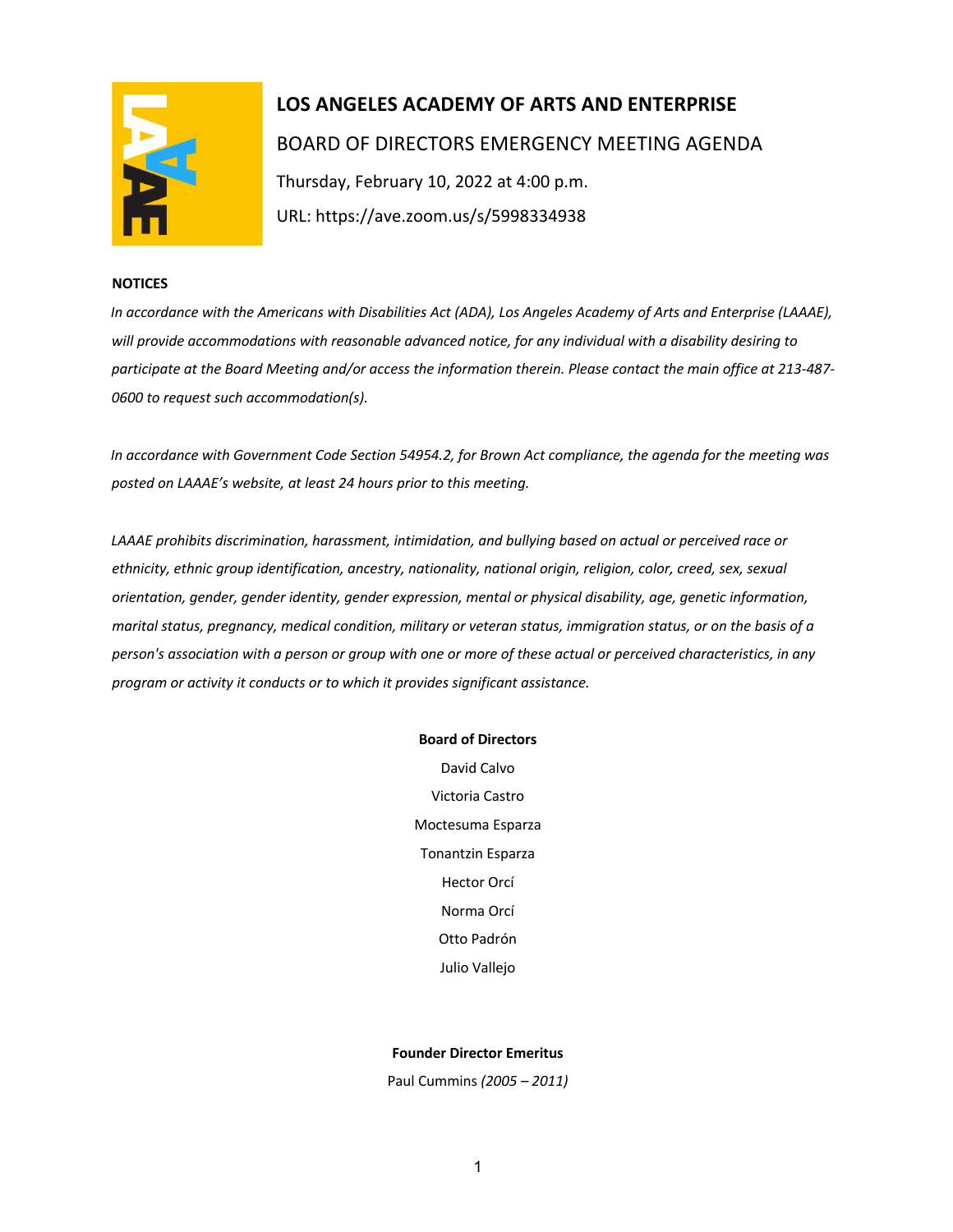# LOS ANGELES ACADEMY OF ARTS AND ENTERPRISE

## BOARD OF DIRECTORS EMERGENCY MEETING AGENDA

Thursday, February 10, 2022 at 4:00 p.m.

URL: https://ave.zoom.us/s/5998334938

**NOTICES**

*In accordance with the Americans with Disabilities Act (ADA), Los Angeles Academy of Arts and Enterprise (LAAAE), will provide accommodations with reasonable advanced notice, for any individual with a disability desiring to participate at the Board Meeting and/or access the information therein. Please contact the main office at 213-487-0600 to request such accommodation(s).*

*In accordance with Government Code Section 54954.2, for Brown Act compliance, the agenda for the meeting was posted on LAAAE's website, at least 24 hours prior to this meeting.*

*LAAAE prohibits discrimination, harassment, intimidation, and bullying based on actual or perceived race or ethnicity, ethnic group identification, ancestry, nationality, national origin, religion, color, creed, sex, sexual orientation, gender, gender identity, gender expression, mental or physical disability, age, genetic information, marital status, pregnancy, medical condition, military or veteran status, immigration status, or on the basis of a person's association with a person or group with one or more of these actual or perceived characteristics, in any program or activity it conducts or to which it provides significant assistance.*

**Board of Directors**

David Calvo

Victoria Castro

Moctesuma Esparza

Tonantzin Esparza

Hector Orcí

Norma Orcí

Otto Padrón

Julio Vallejo

**Founder Director Emeritus**

Paul Cummins *(2005 – 2011)*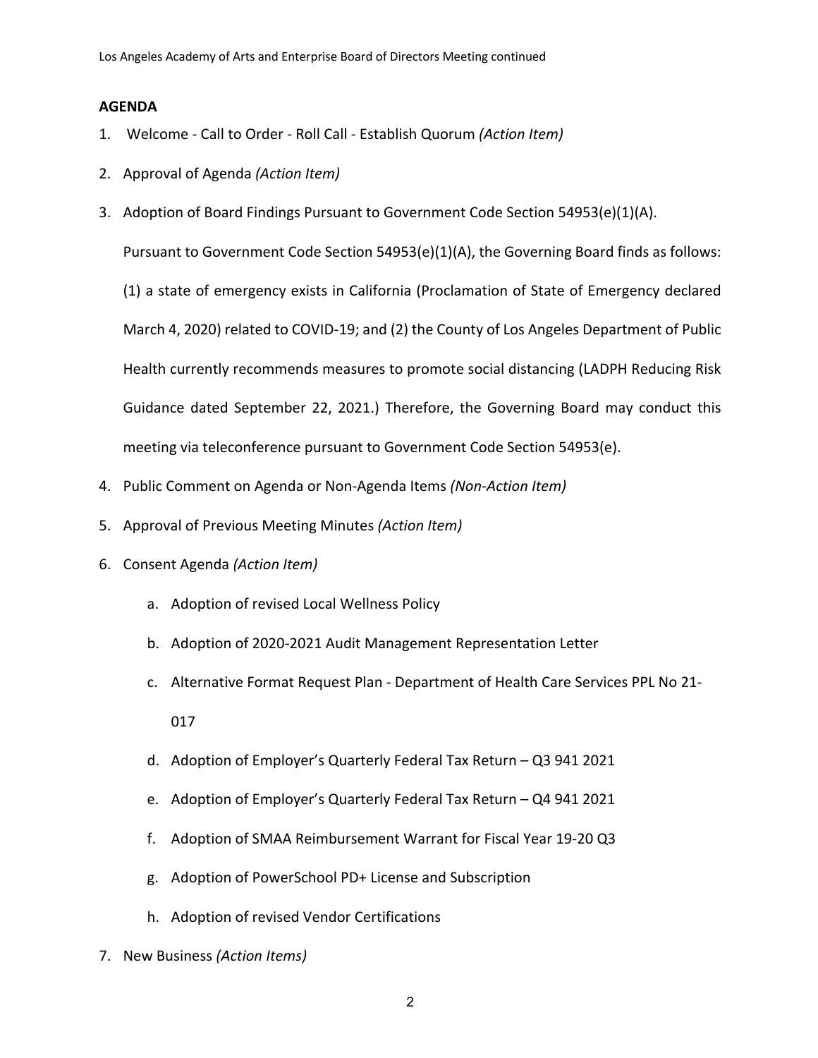**AGENDA**

1. Welcome - Call to Order - Roll Call - Establish Quorum *(Action Item)*

2. Approval of Agenda *(Action Item)*

3. Adoption of Board Findings Pursuant to Government Code Section 54953(e)(1)(A).

   Pursuant to Government Code Section 54953(e)(1)(A), the Governing Board finds as follows: (1) a state of emergency exists in California (Proclamation of State of Emergency declared March 4, 2020) related to COVID-19; and (2) the County of Los Angeles Department of Public Health currently recommends measures to promote social distancing (LADPH Reducing Risk Guidance dated September 22, 2021.) Therefore, the Governing Board may conduct this meeting via teleconference pursuant to Government Code Section 54953(e).

4. Public Comment on Agenda or Non-Agenda Items *(Non-Action Item)*

5. Approval of Previous Meeting Minutes *(Action Item)*

6. Consent Agenda *(Action Item)*

   a. Adoption of revised Local Wellness Policy

   b. Adoption of 2020-2021 Audit Management Representation Letter

   c. Alternative Format Request Plan - Department of Health Care Services PPL No 21-017

   d. Adoption of Employer's Quarterly Federal Tax Return – Q3 941 2021

   e. Adoption of Employer's Quarterly Federal Tax Return – Q4 941 2021

   f. Adoption of SMAA Reimbursement Warrant for Fiscal Year 19-20 Q3

   g. Adoption of PowerSchool PD+ License and Subscription

   h. Adoption of revised Vendor Certifications

7. New Business *(Action Items)*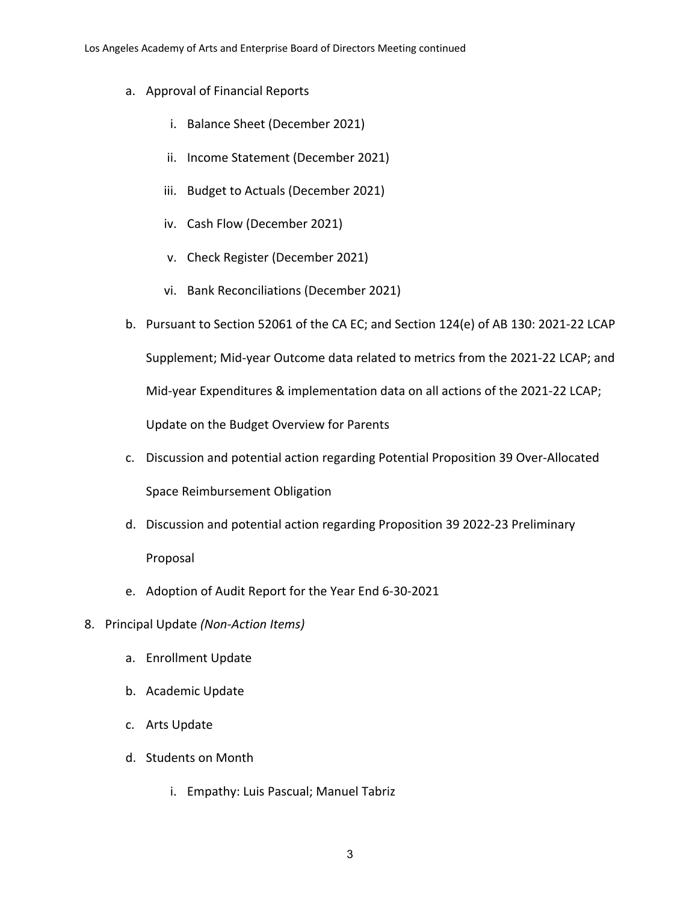a. Approval of Financial Reports

    i. Balance Sheet (December 2021)

    ii. Income Statement (December 2021)

    iii. Budget to Actuals (December 2021)

    iv. Cash Flow (December 2021)

    v. Check Register (December 2021)

    vi. Bank Reconciliations (December 2021)

b. Pursuant to Section 52061 of the CA EC; and Section 124(e) of AB 130: 2021-22 LCAP Supplement; Mid-year Outcome data related to metrics from the 2021-22 LCAP; and Mid-year Expenditures & implementation data on all actions of the 2021-22 LCAP; Update on the Budget Overview for Parents

c. Discussion and potential action regarding Potential Proposition 39 Over-Allocated Space Reimbursement Obligation

d. Discussion and potential action regarding Proposition 39 2022-23 Preliminary Proposal

e. Adoption of Audit Report for the Year End 6-30-2021

8. Principal Update *(Non-Action Items)*

    a. Enrollment Update

    b. Academic Update

    c. Arts Update

    d. Students on Month

        i. Empathy: Luis Pascual; Manuel Tabriz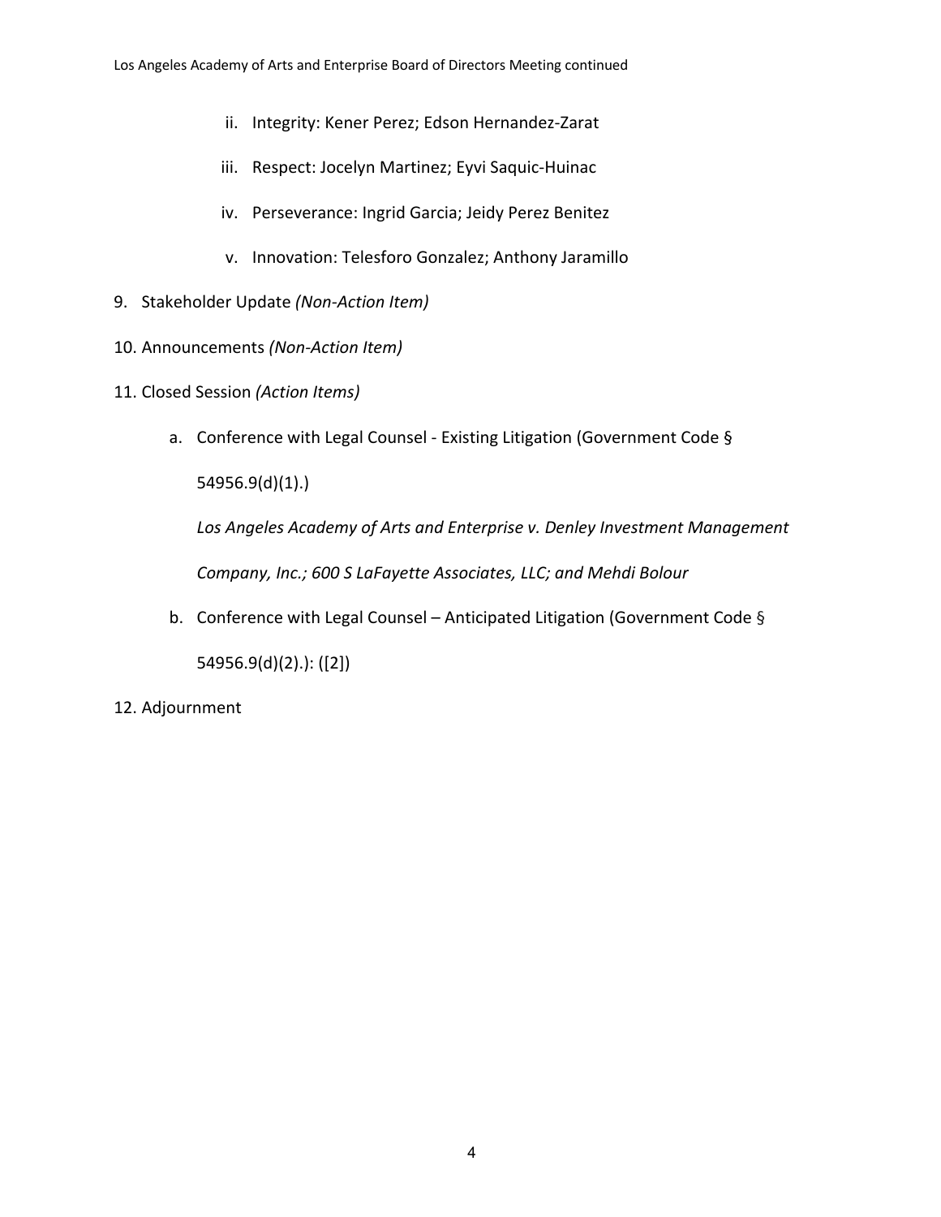ii. Integrity: Kener Perez; Edson Hernandez-Zarat

iii. Respect: Jocelyn Martinez; Eyvi Saquic-Huinac

iv. Perseverance: Ingrid Garcia; Jeidy Perez Benitez

v. Innovation: Telesforo Gonzalez; Anthony Jaramillo

9. Stakeholder Update *(Non-Action Item)*

10. Announcements *(Non-Action Item)*

11. Closed Session *(Action Items)*

    a. Conference with Legal Counsel - Existing Litigation (Government Code § 54956.9(d)(1).)

       *Los Angeles Academy of Arts and Enterprise v. Denley Investment Management Company, Inc.; 600 S LaFayette Associates, LLC; and Mehdi Bolour*

    b. Conference with Legal Counsel – Anticipated Litigation (Government Code § 54956.9(d)(2).): ([2])

12. Adjournment